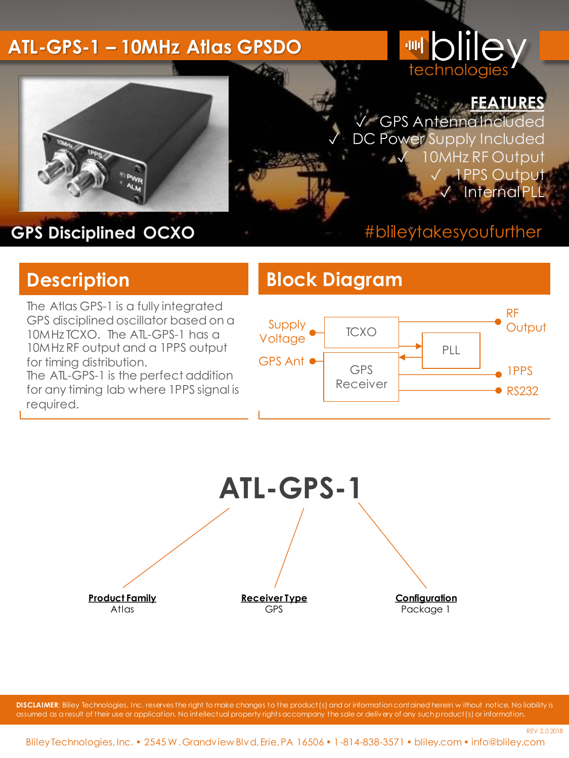# ATL-GPS-1 – 10MHz Atlas GPSDO

bliley technologies

## FEATURES

- ✓ GPS Antenna Included
- ✓ DC Power Supply Included
- ✓ 10MHz RF Output
- ✓ 1PPS Output
- ✓ Internal PLL

**GPS Disciplined OCXO**

#bliteytakesyoufurther

## Description

The Atlas GPS-1 is a fully integrated GPS disciplined oscillator based on a 10MHz TCXO. The ATL-GPS-1 has a 10MHz RF output and a 1PPS output for timing distribution.
The ATL-GPS-1 is the perfect addition for any timing lab where 1PPS signal is required.

## Block Diagram

Supply Voltage → TCXO → RF Output

TCXO → PLL

PLL → GPS Receiver

GPS Ant → GPS Receiver → 1PPS

GPS Receiver → RS232

# ATL-GPS-1

| Product Family | Receiver Type | Configuration |
|---|---|---|
| Atlas | GPS | Package 1 |

**DISCLAIMER**: Bliley Technologies, Inc. reserves the right to make changes to the product(s) and or information contained herein without notice. No liability is assumed as a result of their use or application. No intellectual property rights accompany the sale or delivery of any such product(s) or information.

REV 2.0 2018

Bliley Technologies, Inc. • 2545 W. Grandview Blvd, Erie, PA 16506 • 1-814-838-3571 • bliley.com • info@bliley.com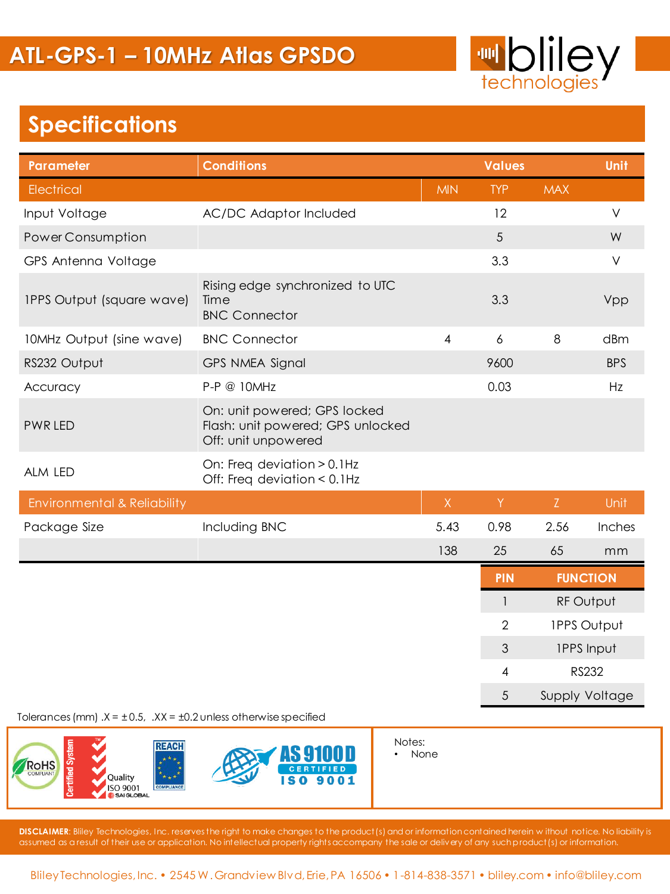# ATL-GPS-1 – 10MHz Atlas GPSDO

## Specifications

| Parameter | Conditions | MIN | TYP | MAX | Unit |
|---|---|---|---|---|---|
| **Electrical** | | MIN | TYP | MAX | |
| Input Voltage | AC/DC Adaptor Included | | 12 | | V |
| Power Consumption | | | 5 | | W |
| GPS Antenna Voltage | | | 3.3 | | V |
| 1PPS Output (square wave) | Rising edge synchronized to UTC Time<br>BNC Connector | | 3.3 | | Vpp |
| 10MHz Output (sine wave) | BNC Connector | 4 | 6 | 8 | dBm |
| RS232 Output | GPS NMEA Signal | | 9600 | | BPS |
| Accuracy | P-P @ 10MHz | | 0.03 | | Hz |
| PWR LED | On: unit powered; GPS locked<br>Flash: unit powered; GPS unlocked<br>Off: unit unpowered | | | | |
| ALM LED | On: Freq deviation > 0.1Hz<br>Off: Freq deviation < 0.1Hz | | | | |
| **Environmental & Reliability** | | X | Y | Z | Unit |
| Package Size | Including BNC | 5.43 | 0.98 | 2.56 | Inches |
| | | 138 | 25 | 65 | mm |

| PIN | FUNCTION |
|---|---|
| 1 | RF Output |
| 2 | 1PPS Output |
| 3 | 1PPS Input |
| 4 | RS232 |
| 5 | Supply Voltage |

Tolerances (mm) .X = ±0.5, .XX = ±0.2 unless otherwise specified

RoHS COMPLIANT · Certified System Quality ISO 9001 SAI GLOBAL · REACH COMPLIANCE · AS 9100D CERTIFIED ISO 9001

Notes:
- None

**DISCLAIMER**: Bliley Technologies, Inc. reserves the right to make changes to the product(s) and or information contained herein without notice. No liability is assumed as a result of their use or application. No intellectual property rights accompany the sale or delivery of any such product(s) or information.

Bliley Technologies, Inc. • 2545 W. Grandview Blvd, Erie, PA 16506 • 1-814-838-3571 • bliley.com • info@bliley.com